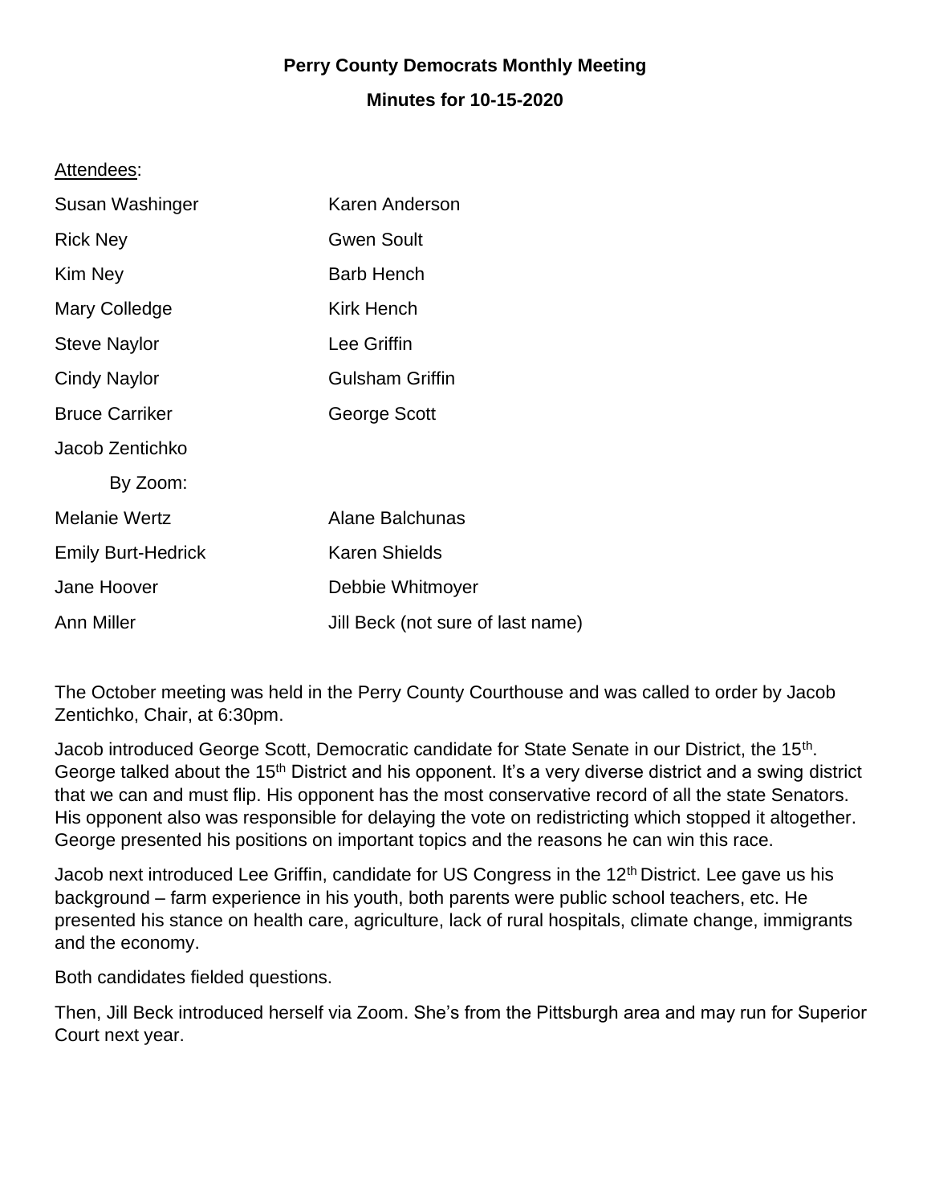**Perry County Democrats Monthly Meeting**

**Minutes for 10-15-2020**

Attendees:

| | |
|---|---|
| Susan Washinger | Karen Anderson |
| Rick Ney | Gwen Soult |
| Kim Ney | Barb Hench |
| Mary Colledge | Kirk Hench |
| Steve Naylor | Lee Griffin |
| Cindy Naylor | Gulsham Griffin |
| Bruce Carriker | George Scott |
| Jacob Zentichko | |
| By Zoom: | |
| Melanie Wertz | Alane Balchunas |
| Emily Burt-Hedrick | Karen Shields |
| Jane Hoover | Debbie Whitmoyer |
| Ann Miller | Jill Beck (not sure of last name) |

The October meeting was held in the Perry County Courthouse and was called to order by Jacob Zentichko, Chair, at 6:30pm.

Jacob introduced George Scott, Democratic candidate for State Senate in our District, the 15th. George talked about the 15th District and his opponent. It's a very diverse district and a swing district that we can and must flip. His opponent has the most conservative record of all the state Senators. His opponent also was responsible for delaying the vote on redistricting which stopped it altogether. George presented his positions on important topics and the reasons he can win this race.

Jacob next introduced Lee Griffin, candidate for US Congress in the 12th District. Lee gave us his background – farm experience in his youth, both parents were public school teachers, etc. He presented his stance on health care, agriculture, lack of rural hospitals, climate change, immigrants and the economy.

Both candidates fielded questions.

Then, Jill Beck introduced herself via Zoom. She's from the Pittsburgh area and may run for Superior Court next year.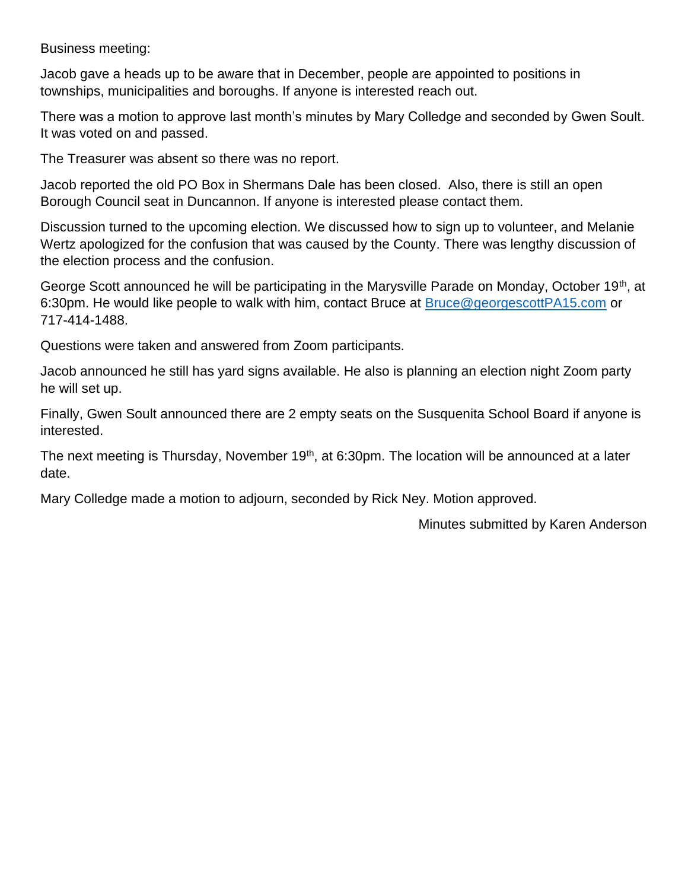Business meeting:

Jacob gave a heads up to be aware that in December, people are appointed to positions in townships, municipalities and boroughs. If anyone is interested reach out.

There was a motion to approve last month's minutes by Mary Colledge and seconded by Gwen Soult. It was voted on and passed.

The Treasurer was absent so there was no report.

Jacob reported the old PO Box in Shermans Dale has been closed. Also, there is still an open Borough Council seat in Duncannon. If anyone is interested please contact them.

Discussion turned to the upcoming election. We discussed how to sign up to volunteer, and Melanie Wertz apologized for the confusion that was caused by the County. There was lengthy discussion of the election process and the confusion.

George Scott announced he will be participating in the Marysville Parade on Monday, October 19th, at 6:30pm. He would like people to walk with him, contact Bruce at Bruce@georgescottPA15.com or 717-414-1488.

Questions were taken and answered from Zoom participants.

Jacob announced he still has yard signs available. He also is planning an election night Zoom party he will set up.

Finally, Gwen Soult announced there are 2 empty seats on the Susquenita School Board if anyone is interested.

The next meeting is Thursday, November 19th, at 6:30pm. The location will be announced at a later date.

Mary Colledge made a motion to adjourn, seconded by Rick Ney. Motion approved.

Minutes submitted by Karen Anderson